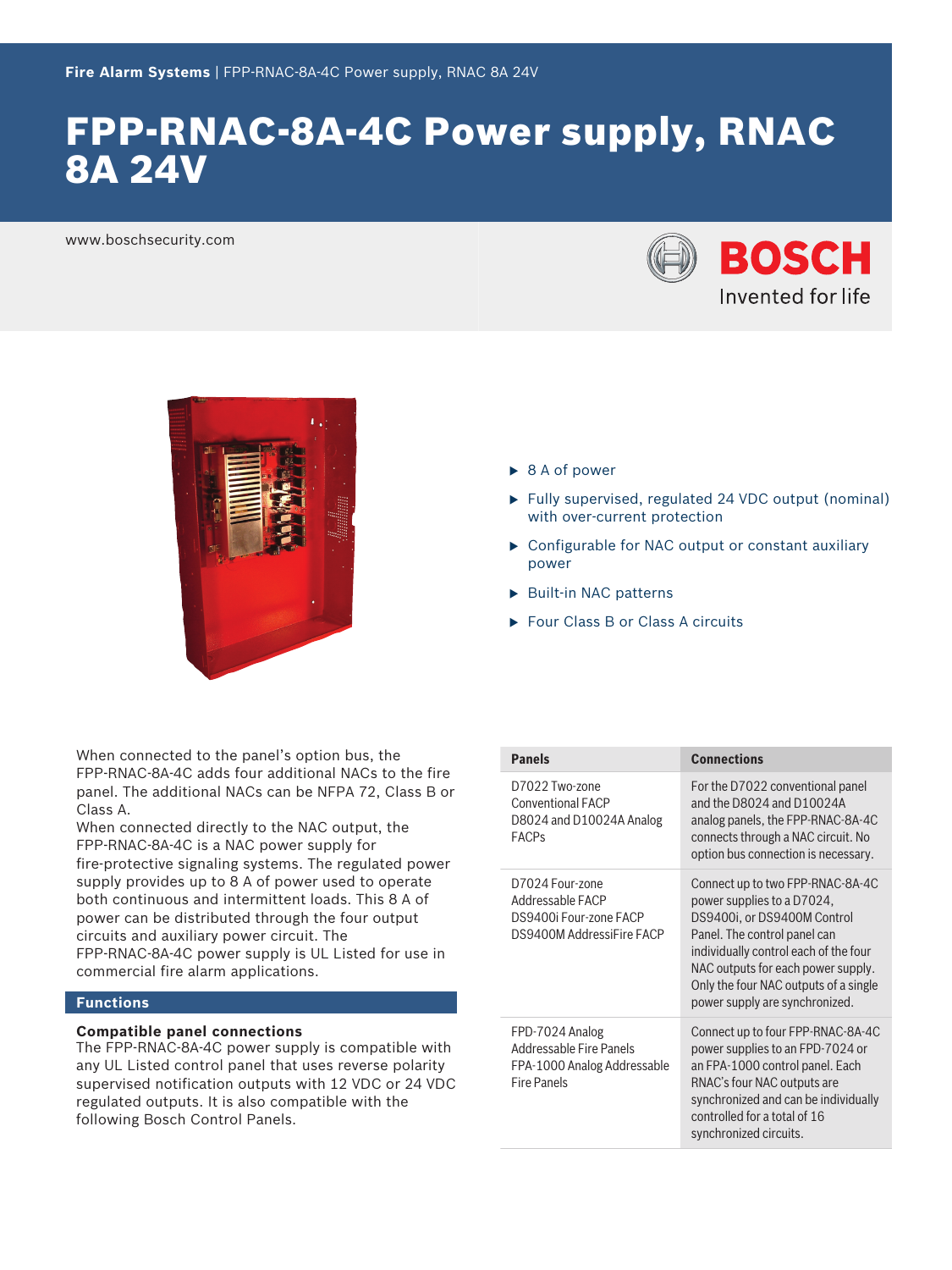**Fire Alarm Systems** | FPP-RNAC-8A-4C Power supply, RNAC 8A 24V

# FPP-RNAC-8A-4C Power supply, RNAC 8A 24V

www.boschsecurity.com

- 8 A of power
- Fully supervised, regulated 24 VDC output (nominal) with over-current protection
- Configurable for NAC output or constant auxiliary power
- Built-in NAC patterns
- Four Class B or Class A circuits

When connected to the panel's option bus, the FPP-RNAC-8A-4C adds four additional NACs to the fire panel. The additional NACs can be NFPA 72, Class B or Class A.

When connected directly to the NAC output, the FPP-RNAC-8A-4C is a NAC power supply for fire-protective signaling systems. The regulated power supply provides up to 8 A of power used to operate both continuous and intermittent loads. This 8 A of power can be distributed through the four output circuits and auxiliary power circuit. The FPP-RNAC-8A-4C power supply is UL Listed for use in commercial fire alarm applications.

## Functions

### Compatible panel connections

The FPP-RNAC-8A-4C power supply is compatible with any UL Listed control panel that uses reverse polarity supervised notification outputs with 12 VDC or 24 VDC regulated outputs. It is also compatible with the following Bosch Control Panels.

| Panels | Connections |
| --- | --- |
| D7022 Two-zone Conventional FACP<br>D8024 and D10024A Analog FACPs | For the D7022 conventional panel and the D8024 and D10024A analog panels, the FPP-RNAC-8A-4C connects through a NAC circuit. No option bus connection is necessary. |
| D7024 Four-zone Addressable FACP<br>DS9400i Four-zone FACP<br>DS9400M AddressiFire FACP | Connect up to two FPP-RNAC-8A-4C power supplies to a D7024, DS9400i, or DS9400M Control Panel. The control panel can individually control each of the four NAC outputs for each power supply. Only the four NAC outputs of a single power supply are synchronized. |
| FPD-7024 Analog Addressable Fire Panels<br>FPA-1000 Analog Addressable Fire Panels | Connect up to four FPP-RNAC-8A-4C power supplies to an FPD-7024 or an FPA-1000 control panel. Each RNAC's four NAC outputs are synchronized and can be individually controlled for a total of 16 synchronized circuits. |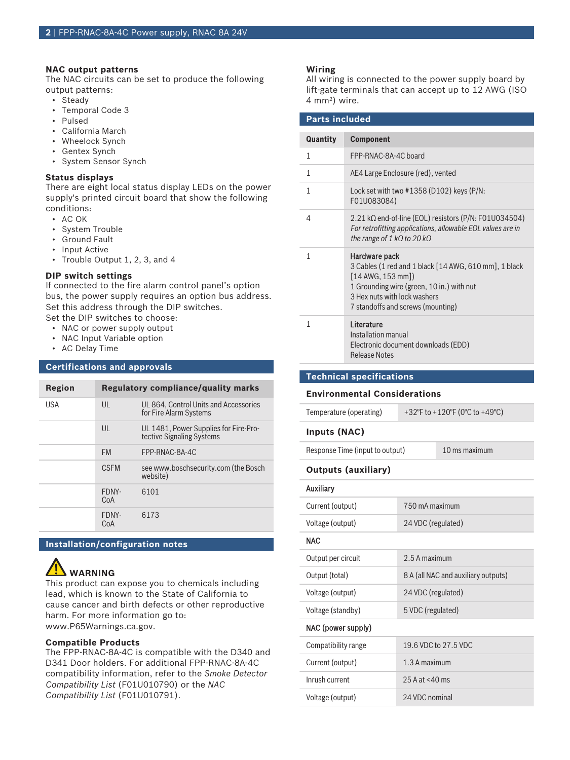### NAC output patterns

The NAC circuits can be set to produce the following output patterns:

- Steady
- Temporal Code 3
- Pulsed
- California March
- Wheelock Synch
- Gentex Synch
- System Sensor Synch

### Status displays

There are eight local status display LEDs on the power supply's printed circuit board that show the following conditions:

- AC OK
- System Trouble
- Ground Fault
- Input Active
- Trouble Output 1, 2, 3, and 4

### DIP switch settings

If connected to the fire alarm control panel's option bus, the power supply requires an option bus address. Set this address through the DIP switches.
Set the DIP switches to choose:

- NAC or power supply output
- NAC Input Variable option
- AC Delay Time

## Certifications and approvals

| Region | Regulatory compliance/quality marks | |
|---|---|---|
| USA | UL | UL 864, Control Units and Accessories for Fire Alarm Systems |
| | UL | UL 1481, Power Supplies for Fire-Protective Signaling Systems |
| | FM | FPP-RNAC-8A-4C |
| | CSFM | see www.boschsecurity.com (the Bosch website) |
| | FDNY-CoA | 6101 |
| | FDNY-CoA | 6173 |

## Installation/configuration notes

**WARNING**
This product can expose you to chemicals including lead, which is known to the State of California to cause cancer and birth defects or other reproductive harm. For more information go to: www.P65Warnings.ca.gov.

### Compatible Products

The FPP-RNAC-8A-4C is compatible with the D340 and D341 Door holders. For additional FPP-RNAC-8A-4C compatibility information, refer to the *Smoke Detector Compatibility List* (F01U010790) or the *NAC Compatibility List* (F01U010791).

### Wiring

All wiring is connected to the power supply board by lift-gate terminals that can accept up to 12 AWG (ISO 4 mm²) wire.

## Parts included

| Quantity | Component |
|---|---|
| 1 | FPP-RNAC-8A-4C board |
| 1 | AE4 Large Enclosure (red), vented |
| 1 | Lock set with two #1358 (D102) keys (P/N: F01U083084) |
| 4 | 2.21 kΩ end-of-line (EOL) resistors (P/N: F01U034504)<br>*For retrofitting applications, allowable EOL values are in the range of 1 kΩ to 20 kΩ* |
| 1 | **Hardware pack**<br>3 Cables (1 red and 1 black [14 AWG, 610 mm], 1 black [14 AWG, 153 mm])<br>1 Grounding wire (green, 10 in.) with nut<br>3 Hex nuts with lock washers<br>7 standoffs and screws (mounting) |
| 1 | **Literature**<br>Installation manual<br>Electronic document downloads (EDD)<br>Release Notes |

## Technical specifications

### Environmental Considerations

| | |
|---|---|
| Temperature (operating) | +32°F to +120°F (0°C to +49°C) |

### Inputs (NAC)

| | |
|---|---|
| Response Time (input to output) | 10 ms maximum |

### Outputs (auxiliary)

| | |
|---|---|
| **Auxiliary** | |
| Current (output) | 750 mA maximum |
| Voltage (output) | 24 VDC (regulated) |
| **NAC** | |
| Output per circuit | 2.5 A maximum |
| Output (total) | 8 A (all NAC and auxiliary outputs) |
| Voltage (output) | 24 VDC (regulated) |
| Voltage (standby) | 5 VDC (regulated) |
| **NAC (power supply)** | |
| Compatibility range | 19.6 VDC to 27.5 VDC |
| Current (output) | 1.3 A maximum |
| Inrush current | 25 A at <40 ms |
| Voltage (output) | 24 VDC nominal |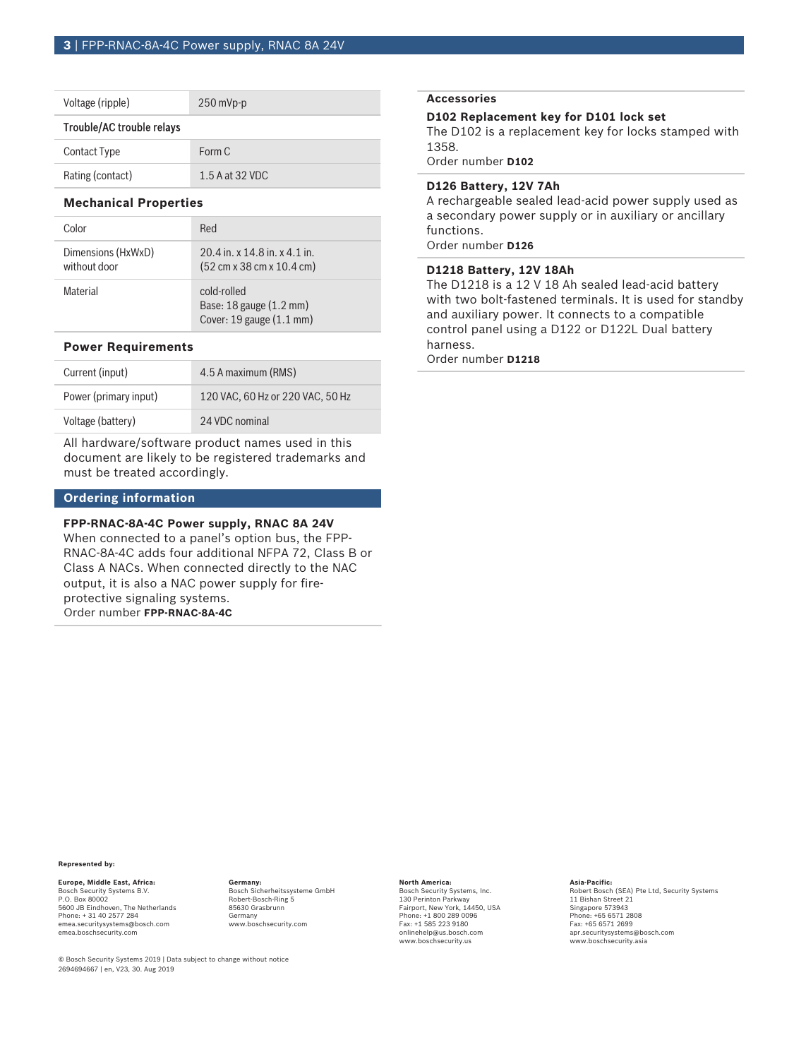| | |
|---|---|
| Voltage (ripple) | 250 mVp-p |

**Trouble/AC trouble relays**

| | |
|---|---|
| Contact Type | Form C |
| Rating (contact) | 1.5 A at 32 VDC |

### Mechanical Properties

| | |
|---|---|
| Color | Red |
| Dimensions (HxWxD) without door | 20.4 in. x 14.8 in. x 4.1 in. (52 cm x 38 cm x 10.4 cm) |
| Material | cold-rolled<br>Base: 18 gauge (1.2 mm)<br>Cover: 19 gauge (1.1 mm) |

### Power Requirements

| | |
|---|---|
| Current (input) | 4.5 A maximum (RMS) |
| Power (primary input) | 120 VAC, 60 Hz or 220 VAC, 50 Hz |
| Voltage (battery) | 24 VDC nominal |

All hardware/software product names used in this document are likely to be registered trademarks and must be treated accordingly.

## Ordering information

**FPP-RNAC-8A-4C Power supply, RNAC 8A 24V**
When connected to a panel's option bus, the FPP-RNAC-8A-4C adds four additional NFPA 72, Class B or Class A NACs. When connected directly to the NAC output, it is also a NAC power supply for fire-protective signaling systems.
Order number **FPP-RNAC-8A-4C**

## Accessories

**D102 Replacement key for D101 lock set**
The D102 is a replacement key for locks stamped with 1358.
Order number **D102**

**D126 Battery, 12V 7Ah**
A rechargeable sealed lead-acid power supply used as a secondary power supply or in auxiliary or ancillary functions.
Order number **D126**

**D1218 Battery, 12V 18Ah**
The D1218 is a 12 V 18 Ah sealed lead-acid battery with two bolt-fastened terminals. It is used for standby and auxiliary power. It connects to a compatible control panel using a D122 or D122L Dual battery harness.
Order number **D1218**

**Represented by:**

**Europe, Middle East, Africa:**
Bosch Security Systems B.V.
P.O. Box 80002
5600 JB Eindhoven, The Netherlands
Phone: + 31 40 2577 284
emea.securitysystems@bosch.com
emea.boschsecurity.com

**Germany:**
Bosch Sicherheitssysteme GmbH
Robert-Bosch-Ring 5
85630 Grasbrunn
Germany
www.boschsecurity.com

**North America:**
Bosch Security Systems, Inc.
130 Perinton Parkway
Fairport, New York, 14450, USA
Phone: +1 800 289 0096
Fax: +1 585 223 9180
onlinehelp@us.bosch.com
www.boschsecurity.us

**Asia-Pacific:**
Robert Bosch (SEA) Pte Ltd, Security Systems
11 Bishan Street 21
Singapore 573943
Phone: +65 6571 2808
Fax: +65 6571 2699
apr.securitysystems@bosch.com
www.boschsecurity.asia

© Bosch Security Systems 2019 | Data subject to change without notice
2694694667 | en, V23, 30. Aug 2019